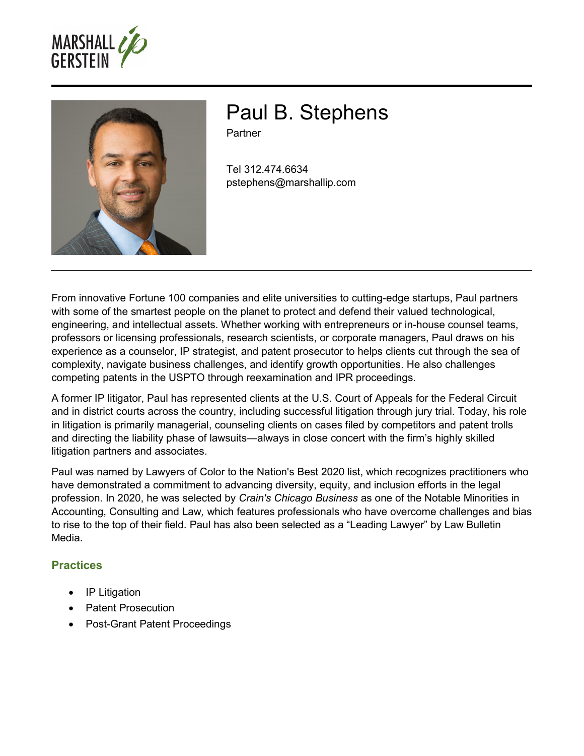MARSHALL GERSTEIN ip

# Paul B. Stephens

Partner

Tel 312.474.6634
pstephens@marshallip.com

From innovative Fortune 100 companies and elite universities to cutting-edge startups, Paul partners with some of the smartest people on the planet to protect and defend their valued technological, engineering, and intellectual assets. Whether working with entrepreneurs or in-house counsel teams, professors or licensing professionals, research scientists, or corporate managers, Paul draws on his experience as a counselor, IP strategist, and patent prosecutor to helps clients cut through the sea of complexity, navigate business challenges, and identify growth opportunities. He also challenges competing patents in the USPTO through reexamination and IPR proceedings.

A former IP litigator, Paul has represented clients at the U.S. Court of Appeals for the Federal Circuit and in district courts across the country, including successful litigation through jury trial. Today, his role in litigation is primarily managerial, counseling clients on cases filed by competitors and patent trolls and directing the liability phase of lawsuits—always in close concert with the firm's highly skilled litigation partners and associates.

Paul was named by Lawyers of Color to the Nation's Best 2020 list, which recognizes practitioners who have demonstrated a commitment to advancing diversity, equity, and inclusion efforts in the legal profession. In 2020, he was selected by *Crain's Chicago Business* as one of the Notable Minorities in Accounting, Consulting and Law*,* which features professionals who have overcome challenges and bias to rise to the top of their field. Paul has also been selected as a "Leading Lawyer" by Law Bulletin Media.

## Practices

- IP Litigation
- Patent Prosecution
- Post-Grant Patent Proceedings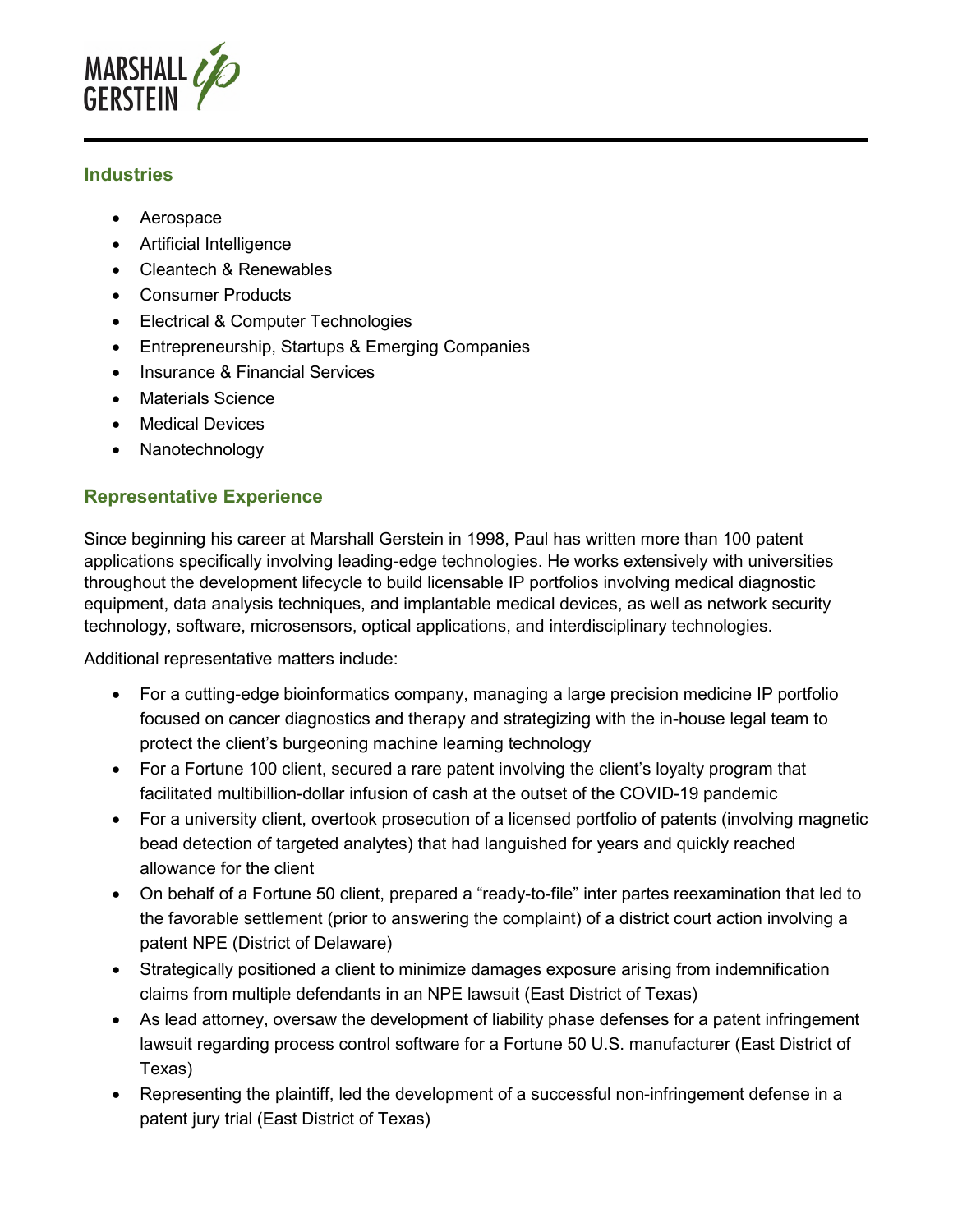## Industries

- Aerospace
- Artificial Intelligence
- Cleantech & Renewables
- Consumer Products
- Electrical & Computer Technologies
- Entrepreneurship, Startups & Emerging Companies
- Insurance & Financial Services
- Materials Science
- Medical Devices
- Nanotechnology

## Representative Experience

Since beginning his career at Marshall Gerstein in 1998, Paul has written more than 100 patent applications specifically involving leading-edge technologies. He works extensively with universities throughout the development lifecycle to build licensable IP portfolios involving medical diagnostic equipment, data analysis techniques, and implantable medical devices, as well as network security technology, software, microsensors, optical applications, and interdisciplinary technologies.

Additional representative matters include:

- For a cutting-edge bioinformatics company, managing a large precision medicine IP portfolio focused on cancer diagnostics and therapy and strategizing with the in-house legal team to protect the client's burgeoning machine learning technology
- For a Fortune 100 client, secured a rare patent involving the client's loyalty program that facilitated multibillion-dollar infusion of cash at the outset of the COVID-19 pandemic
- For a university client, overtook prosecution of a licensed portfolio of patents (involving magnetic bead detection of targeted analytes) that had languished for years and quickly reached allowance for the client
- On behalf of a Fortune 50 client, prepared a "ready-to-file" inter partes reexamination that led to the favorable settlement (prior to answering the complaint) of a district court action involving a patent NPE (District of Delaware)
- Strategically positioned a client to minimize damages exposure arising from indemnification claims from multiple defendants in an NPE lawsuit (East District of Texas)
- As lead attorney, oversaw the development of liability phase defenses for a patent infringement lawsuit regarding process control software for a Fortune 50 U.S. manufacturer (East District of Texas)
- Representing the plaintiff, led the development of a successful non-infringement defense in a patent jury trial (East District of Texas)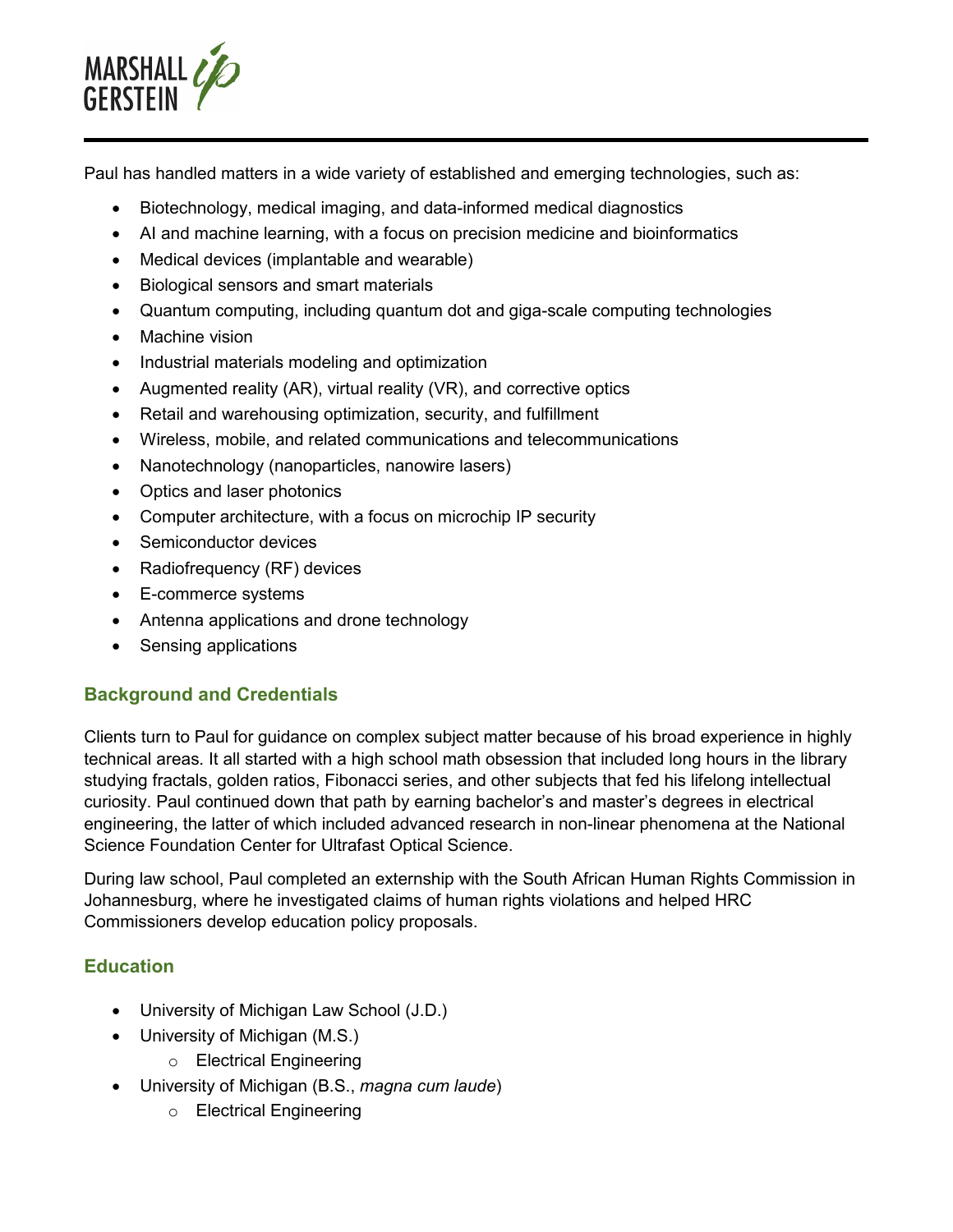Paul has handled matters in a wide variety of established and emerging technologies, such as:

- Biotechnology, medical imaging, and data-informed medical diagnostics
- AI and machine learning, with a focus on precision medicine and bioinformatics
- Medical devices (implantable and wearable)
- Biological sensors and smart materials
- Quantum computing, including quantum dot and giga-scale computing technologies
- Machine vision
- Industrial materials modeling and optimization
- Augmented reality (AR), virtual reality (VR), and corrective optics
- Retail and warehousing optimization, security, and fulfillment
- Wireless, mobile, and related communications and telecommunications
- Nanotechnology (nanoparticles, nanowire lasers)
- Optics and laser photonics
- Computer architecture, with a focus on microchip IP security
- Semiconductor devices
- Radiofrequency (RF) devices
- E-commerce systems
- Antenna applications and drone technology
- Sensing applications

## Background and Credentials

Clients turn to Paul for guidance on complex subject matter because of his broad experience in highly technical areas. It all started with a high school math obsession that included long hours in the library studying fractals, golden ratios, Fibonacci series, and other subjects that fed his lifelong intellectual curiosity. Paul continued down that path by earning bachelor's and master's degrees in electrical engineering, the latter of which included advanced research in non-linear phenomena at the National Science Foundation Center for Ultrafast Optical Science.

During law school, Paul completed an externship with the South African Human Rights Commission in Johannesburg, where he investigated claims of human rights violations and helped HRC Commissioners develop education policy proposals.

## Education

- University of Michigan Law School (J.D.)
- University of Michigan (M.S.)
  - Electrical Engineering
- University of Michigan (B.S., *magna cum laude*)
  - Electrical Engineering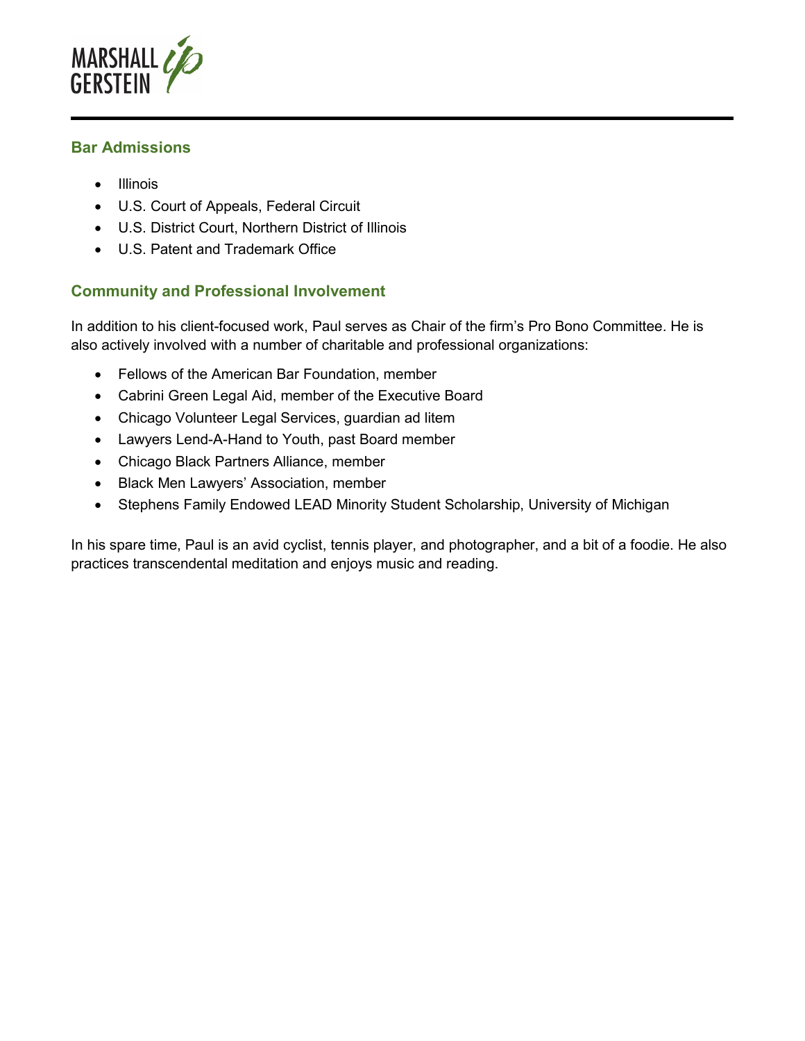## Bar Admissions

- Illinois
- U.S. Court of Appeals, Federal Circuit
- U.S. District Court, Northern District of Illinois
- U.S. Patent and Trademark Office

## Community and Professional Involvement

In addition to his client-focused work, Paul serves as Chair of the firm's Pro Bono Committee. He is also actively involved with a number of charitable and professional organizations:

- Fellows of the American Bar Foundation, member
- Cabrini Green Legal Aid, member of the Executive Board
- Chicago Volunteer Legal Services, guardian ad litem
- Lawyers Lend-A-Hand to Youth, past Board member
- Chicago Black Partners Alliance, member
- Black Men Lawyers' Association, member
- Stephens Family Endowed LEAD Minority Student Scholarship, University of Michigan

In his spare time, Paul is an avid cyclist, tennis player, and photographer, and a bit of a foodie. He also practices transcendental meditation and enjoys music and reading.